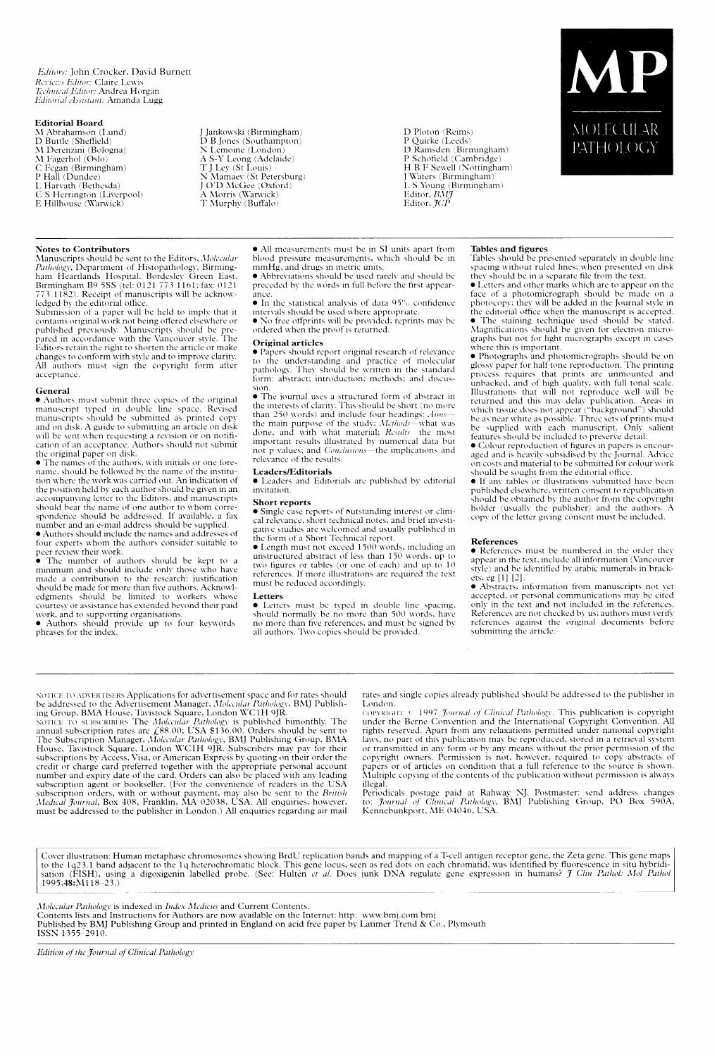*Editors:* John Crocker, David Burnett
*Reviews Editor:* Claire Lewis
*Technical Editor:* Andrea Horgan
*Editorial Assistant:* Amanda Lugg

# MP

MOLECULAR PATHOLOGY

## Editorial Board

M Abrahamson (Lund)
D Buttle (Sheffield)
M Derenzini (Bologna)
M Fagerhol (Oslo)
C Fegan (Birmingham)
P Hall (Dundee)
L Harvath (Bethesda)
C S Herrington (Liverpool)
E Hillhouse (Warwick)
J Jankowski (Birmingham)
D B Jones (Southampton)
N Lemoine (London)
A S-Y Leong (Adelaide)
T J Ley (St Louis)
N Mamaev (St Petersburg)
J O'D McGee (Oxford)
A Morris (Warwick)
T Murphy (Buffalo)
D Ploton (Reims)
P Quirke (Leeds)
D Ramsden (Birmingham)
P Schofield (Cambridge)
H B F Sewell (Nottingham)
J Waters (Birmingham)
L S Young (Birmingham)
Editor, *BMJ*
Editor, *JCP*

## Notes to Contributors

Manuscripts should be sent to the Editors, *Molecular Pathology*, Department of Histopathology, Birmingham Heartlands Hospital, Bordesley Green East, Birmingham B9 5SS (tel: 0121 773 1161; fax: 0121 773 1182). Receipt of manuscripts will be acknowledged by the editorial office.

Submission of a paper will be held to imply that it contains original work not being offered elsewhere or published previously. Manuscripts should be prepared in accordance with the Vancouver style. The Editors retain the right to shorten the article or make changes to conform with style and to improve clarity. All authors must sign the copyright form after acceptance.

### General

- Authors must submit three copies of the original manuscript typed in double line space. Revised manuscripts should be submitted as printed copy and on disk. A guide to submitting an article on disk will be sent when requesting a revision or on notification of an acceptance. Authors should not submit the original paper on disk.
- The names of the authors, with initials or one forename, should be followed by the name of the institution where the work was carried out. An indication of the position held by each author should be given in an accompanying letter to the Editors, and manuscripts should bear the name of one author to whom correspondence should be addressed. If available, a fax number and an e-mail address should be supplied.
- Authors should include the names and addresses of four experts whom the authors consider suitable to peer review their work.
- The number of authors should be kept to a minimum and should include only those who have made a contribution to the research: justification should be made for more than five authors. Acknowledgments should be limited to workers whose courtesy or assistance has extended beyond their paid work, and to supporting organisations.
- Authors should provide up to four keywords phrases for the index.
- All measurements must be in SI units apart from blood pressure measurements, which should be in mmHg, and drugs in metric units.
- Abbreviations should be used rarely and should be preceded by the words in full before the first appearance.
- In the statistical analysis of data 95% confidence intervals should be used where appropriate.
- No free offprints will be provided; reprints may be ordered when the proof is returned.

### Original articles

- Papers should report original research of relevance to the understanding and practice of molecular pathology. They should be written in the standard form: abstract; introduction; methods; and discussion.
- The journal uses a structured form of abstract in the interests of clarity. This should be short (no more than 250 words) and include four headings: *Aims*—the main purpose of the study; *Methods*—what was done, and with what material; *Results*—the most important results illustrated by numerical data but not p values; and *Conclusions*—the implications and relevance of the results.

### Leaders/Editorials

- Leaders and Editorials are published by editorial invitation.

### Short reports

- Single case reports of outstanding interest or clinical relevance, short technical notes, and brief investigative studies are welcomed and usually published in the form of a Short Technical report.
- Length must not exceed 1500 words, including an unstructured abstract of less than 150 words, up to two figures or tables (or one of each) and up to 10 references. If more illustrations are required the text must be reduced accordingly.

### Letters

- Letters must be typed in double line spacing, should normally be no more than 500 words, have no more than five references, and must be signed by all authors. Two copies should be provided.

### Tables and figures

Tables should be presented separately in double line spacing without ruled lines; when presented on disk they should be in a separate file from the text.

- Letters and other marks which are to appear on the face of a photomicrograph should be made on a photocopy; they will be added in the Journal style in the editorial office when the manuscript is accepted.
- The staining technique used should be stated. Magnifications should be given for electron micrographs but not for light micrographs except in cases where this is important.
- Photographs and photomicrographs should be on glossy paper for half tone reproduction. The printing process requires that prints are unmounted and unbacked, and of high quality, with full tonal scale. Illustrations that will not reproduce well will be returned and this may delay publication. Areas in which tissue does not appear ("background") should be as near white as possible. Three sets of prints must be supplied with each manuscript. Only salient features should be included to preserve detail.
- Colour reproduction of figures in papers is encouraged and is heavily subsidised by the Journal. Advice on costs and material to be submitted for colour work should be sought from the editorial office.
- If any tables or illustrations submitted have been published elsewhere, written consent to republication should be obtained by the author from the copyright holder (usually the publisher) and the authors. A copy of the letter giving consent must be included.

### References

- References must be numbered in the order they appear in the text, include all information (Vancouver style) and be identified by arabic numerals in brackets, eg [1] [2].
- Abstracts, information from manuscripts not yet accepted, or personal communications may be cited only in the text and not included in the references. References are not checked by us; authors must verify references against the original documents before submitting the article.

---

NOTICE TO ADVERTISERS Applications for advertisement space and for rates should be addressed to the Advertisement Manager, *Molecular Pathology*, BMJ Publishing Group, BMA House, Tavistock Square, London WC1H 9JR.

NOTICE TO SUBSCRIBERS The *Molecular Pathology* is published bimonthly. The annual subscription rates are £88.00; USA $136.00. Orders should be sent to The Subscription Manager, *Molecular Pathology*, BMJ Publishing Group, BMA House, Tavistock Square, London WC1H 9JR. Subscribers may pay for their subscriptions by Access, Visa, or American Express by quoting on their order the credit or charge card preferred together with the appropriate personal account number and expiry date of the card. Orders can also be placed with any leading subscription agent or bookseller. (For the convenience of readers in the USA subscription orders, with or without payment, may also be sent to the *British Medical Journal*, Box 408, Franklin, MA 02038, USA. All enquiries, however, must be addressed to the publisher in London.) All enquiries regarding air mail rates and single copies already published should be addressed to the publisher in London.

COPYRIGHT © 1997 *Journal of Clinical Pathology*. This publication is copyright under the Berne Convention and the International Copyright Convention. All rights reserved. Apart from any relaxations permitted under national copyright laws, no part of this publication may be reproduced, stored in a retrieval system or transmitted in any form or by any means without the prior permission of the copyright owners. Permission is not, however, required to copy abstracts of papers or of articles on condition that a full reference to the source is shown. Multiple copying of the contents of the publication without permission is always illegal.

Periodicals postage paid at Rahway NJ. Postmaster: send address changes to: *Journal of Clinical Pathology*, BMJ Publishing Group, PO Box 590A, Kennebunkport, ME 04046, USA.

---

Cover illustration: Human metaphase chromosomes showing BrdU replication bands and mapping of a T-cell antigen receptor gene, the Zeta gene. This gene maps to the 1q23.1 band adjacent to the 1q heterochromatic block. This gene locus, seen as red dots on each chromatid, was identified by fluorescence in situ hybridisation (FISH), using a digoxigenin labelled probe. (See: Hultén *et al*. Does junk DNA regulate gene expression in humans? *J Clin Pathol: Mol Pathol* 1995;**48:**M118–23.)

---

*Molecular Pathology* is indexed in *Index Medicus* and Current Contents.
Contents lists and Instructions for Authors are now available on the Internet: http: www.bmj.com/bmj
Published by BMJ Publishing Group and printed in England on acid free paper by Latimer Trend & Co., Plymouth
ISSN 1355-2910.

---

*Edition of the Journal of Clinical Pathology*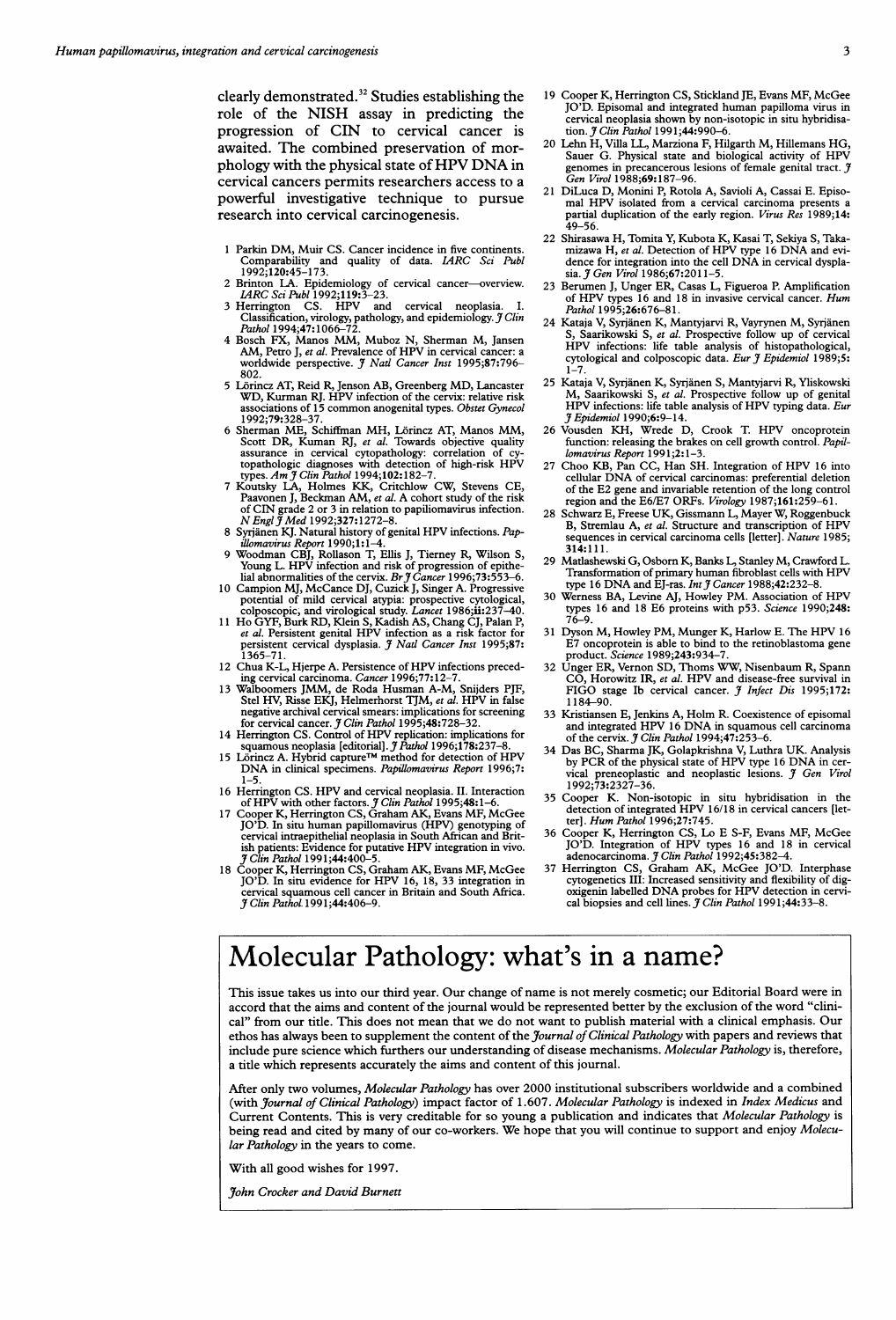clearly demonstrated.[32] Studies establishing the role of the NISH assay in predicting the progression of CIN to cervical cancer is awaited. The combined preservation of morphology with the physical state of HPV DNA in cervical cancers permits researchers access to a powerful investigative technique to pursue research into cervical carcinogenesis.

1 Parkin DM, Muir CS. Cancer incidence in five continents. Comparability and quality of data. *IARC Sci Publ* 1992;**120**:45–173.
2 Brinton LA. Epidemiology of cervical cancer—overview. *IARC Sci Publ* 1992;**119**:3–23.
3 Herrington CS. HPV and cervical neoplasia. I. Classification, virology, pathology, and epidemiology. *J Clin Pathol* 1994;**47**:1066–72.
4 Bosch FX, Manos MM, Muboz N, Sherman M, Jansen AM, Petro J, *et al.* Prevalence of HPV in cervical cancer: a worldwide perspective. *J Natl Cancer Inst* 1995;**87**:796–802.
5 Lörincz AT, Reid R, Jenson AB, Greenberg MD, Lancaster WD, Kurman RJ. HPV infection of the cervix: relative risk associations of 15 common anogenital types. *Obstet Gynecol* 1992;**79**:328–37.
6 Sherman ME, Schiffman MH, Lörincz AT, Manos MM, Scott DR, Kuman RJ, *et al.* Towards objective quality assurance in cervical cytopathology: correlation of cytopathologic diagnoses with detection of high-risk HPV types. *Am J Clin Pathol* 1994;**102**:182–7.
7 Koutsky LA, Holmes KK, Critchlow CW, Stevens CE, Paavonen J, Beckman AM, *et al.* A cohort study of the risk of CIN grade 2 or 3 in relation to papiliomavirus infection. *N Engl J Med* 1992;**327**:1272–8.
8 Syrjänen KJ. Natural history of genital HPV infections. *Papillomavirus Report* 1990;**1**:1–4.
9 Woodman CBJ, Rollason T, Ellis J, Tierney R, Wilson S, Young L. HPV infection and risk of progression of epithelial abnormalities of the cervix. *Br J Cancer* 1996;**73**:553–6.
10 Campion MJ, McCance DJ, Cuzick J, Singer A. Progressive potential of mild cervical atypia: prospective cytological, colposcopic, and virological study. *Lancet* 1986;**ii**:237–40.
11 Ho GYF, Burk RD, Klein S, Kadish AS, Chang CJ, Palan P, *et al.* Persistent genital HPV infection as a risk factor for persistent cervical dysplasia. *J Natl Cancer Inst* 1995;**87**:1365–71.
12 Chua K-L, Hjerpe A. Persistence of HPV infections preceding cervical carcinoma. *Cancer* 1996;**77**:12–7.
13 Walboomers JMM, de Roda Husman A-M, Snijders PJF, Stel HV, Risse EKJ, Helmerhorst TJM, *et al.* HPV in false negative archival cervical smears: implications for screening for cervical cancer. *J Clin Pathol* 1995;**48**:728–32.
14 Herrington CS. Control of HPV replication: implications for squamous neoplasia [editorial]. *J Pathol* 1996;**178**:237–8.
15 Lörincz A. Hybrid capture™ method for detection of HPV DNA in clinical specimens. *Papillomavirus Report* 1996;**7**:1–5.
16 Herrington CS. HPV and cervical neoplasia. II. Interaction of HPV with other factors. *J Clin Pathol* 1995;**48**:1–6.
17 Cooper K, Herrington CS, Graham AK, Evans MF, McGee JO'D. In situ human papillomavirus (HPV) genotyping of cervical intraepithelial neoplasia in South African and British patients: Evidence for putative HPV integration in vivo. *J Clin Pathol* 1991;**44**:400–5.
18 Cooper K, Herrington CS, Graham AK, Evans MF, McGee JO'D. In situ evidence for HPV 16, 18, 33 integration in cervical squamous cell cancer in Britain and South Africa. *J Clin Pathol.* 1991;**44**:406–9.
19 Cooper K, Herrington CS, Stickland JE, Evans MF, McGee JO'D. Episomal and integrated human papilloma virus in cervical neoplasia shown by non-isotopic in situ hybridisation. *J Clin Pathol* 1991;**44**:990–6.
20 Lehn H, Villa LL, Marziona F, Hilgarth M, Hillemans HG, Sauer G. Physical state and biological activity of HPV genomes in precancerous lesions of female genital tract. *J Gen Virol* 1988;**69**:187–96.
21 DiLuca D, Monini P, Rotola A, Savioli A, Cassai E. Episomal HPV isolated from a cervical carcinoma presents a partial duplication of the early region. *Virus Res* 1989;**14**:49–56.
22 Shirasawa H, Tomita Y, Kubota K, Kasai T, Sekiya S, Takamizawa H, *et al.* Detection of HPV type 16 DNA and evidence for integration into the cell DNA in cervical dysplasia. *J Gen Virol* 1986;**67**:2011–5.
23 Berumen J, Unger ER, Casas L, Figueroa P. Amplification of HPV types 16 and 18 in invasive cervical cancer. *Hum Pathol* 1995;**26**:676–81.
24 Kataja V, Syrjänen K, Mantyjarvi R, Vayrynen M, Syrjänen S, Saarikowski S, *et al.* Prospective follow up of cervical HPV infections: life table analysis of histopathological, cytological and colposcopic data. *Eur J Epidemiol* 1989;**5**:1–7.
25 Kataja V, Syrjänen K, Syrjänen S, Mantyjarvi R, Yliskowski M, Saarikowski S, *et al.* Prospective follow up of genital HPV infections: life table analysis of HPV typing data. *Eur J Epidemiol* 1990;**6**:9–14.
26 Vousden KH, Wrede D, Crook T. HPV oncoprotein function: releasing the brakes on cell growth control. *Papillomavirus Report* 1991;**2**:1–3.
27 Choo KB, Pan CC, Han SH. Integration of HPV 16 into cellular DNA of cervical carcinomas: preferential deletion of the E2 gene and invariable retention of the long control region and the E6/E7 ORFs. *Virology* 1987;**161**:259–61.
28 Schwarz E, Freese UK, Gissmann L, Mayer W, Roggenbuck B, Stremlau A, *et al.* Structure and transcription of HPV sequences in cervical carcinoma cells [letter]. *Nature* 1985; **314**:111.
29 Matlashewski G, Osborn K, Banks L, Stanley M, Crawford L. Transformation of primary human fibroblast cells with HPV type 16 DNA and EJ-ras. *Int J Cancer* 1988;**42**:232–8.
30 Werness BA, Levine AJ, Howley PM. Association of HPV types 16 and 18 E6 proteins with p53. *Science* 1990;**248**:76–9.
31 Dyson M, Howley PM, Munger K, Harlow E. The HPV 16 E7 oncoprotein is able to bind to the retinoblastoma gene product. *Science* 1989;**243**:934–7.
32 Unger ER, Vernon SD, Thoms WW, Nisenbaum R, Spann CO, Horowitz IR, *et al.* HPV and disease-free survival in FIGO stage Ib cervical cancer. *J Infect Dis* 1995;**172**:1184–90.
33 Kristiansen E, Jenkins A, Holm R. Coexistence of episomal and integrated HPV 16 DNA in squamous cell carcinoma of the cervix. *J Clin Pathol* 1994;**47**:253–6.
34 Das BC, Sharma JK, Golapkrishna V, Luthra UK. Analysis by PCR of the physical state of HPV type 16 DNA in cervical preneoplastic and neoplastic lesions. *J Gen Virol* 1992;**73**:2327–36.
35 Cooper K. Non-isotopic in situ hybridisation in the detection of integrated HPV 16/18 in cervical cancers [letter]. *Hum Pathol* 1996;**27**:745.
36 Cooper K, Herrington CS, Lo E S-F, Evans MF, McGee JO'D. Integration of HPV types 16 and 18 in cervical adenocarcinoma. *J Clin Pathol* 1992;**45**:382–4.
37 Herrington CS, Graham AK, McGee JO'D. Interphase cytogenetics III: Increased sensitivity and flexibility of digoxigenin labelled DNA probes for HPV detection in cervical biopsies and cell lines. *J Clin Pathol* 1991;**44**:33–8.

# Molecular Pathology: what's in a name?

This issue takes us into our third year. Our change of name is not merely cosmetic; our Editorial Board were in accord that the aims and content of the journal would be represented better by the exclusion of the word "clinical" from our title. This does not mean that we do not want to publish material with a clinical emphasis. Our ethos has always been to supplement the content of the *Journal of Clinical Pathology* with papers and reviews that include pure science which furthers our understanding of disease mechanisms. *Molecular Pathology* is, therefore, a title which represents accurately the aims and content of this journal.

After only two volumes, *Molecular Pathology* has over 2000 institutional subscribers worldwide and a combined (with *Journal of Clinical Pathology*) impact factor of 1.607. *Molecular Pathology* is indexed in *Index Medicus* and Current Contents. This is very creditable for so young a publication and indicates that *Molecular Pathology* is being read and cited by many of our co-workers. We hope that you will continue to support and enjoy *Molecular Pathology* in the years to come.

With all good wishes for 1997.

*John Crocker and David Burnett*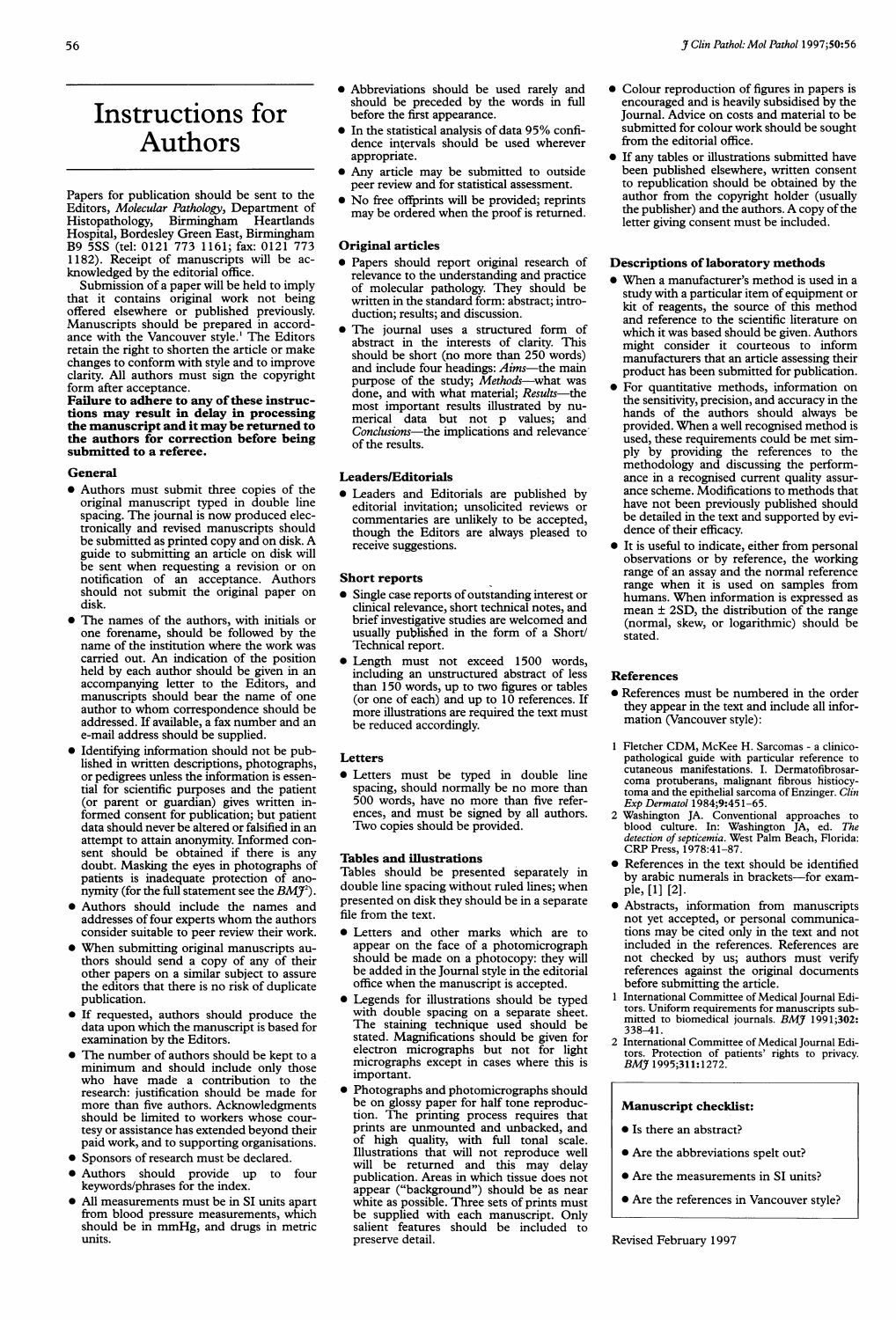# Instructions for Authors

Papers for publication should be sent to the Editors, *Molecular Pathology*, Department of Histopathology, Birmingham Heartlands Hospital, Bordesley Green East, Birmingham B9 5SS (tel: 0121 773 1161; fax: 0121 773 1182). Receipt of manuscripts will be acknowledged by the editorial office.

Submission of a paper will be held to imply that it contains original work not being offered elsewhere or published previously. Manuscripts should be prepared in accordance with the Vancouver style.[1] The Editors retain the right to shorten the article or make changes to conform with style and to improve clarity. All authors must sign the copyright form after acceptance.

**Failure to adhere to any of these instructions may result in delay in processing the manuscript and it may be returned to the authors for correction before being submitted to a referee.**

## General

- Authors must submit three copies of the original manuscript typed in double line spacing. The journal is now produced electronically and revised manuscripts should be submitted as printed copy and on disk. A guide to submitting an article on disk will be sent when requesting a revision or on notification of an acceptance. Authors should not submit the original paper on disk.
- The names of the authors, with initials or one forename, should be followed by the name of the institution where the work was carried out. An indication of the position held by each author should be given in an accompanying letter to the Editors, and manuscripts should bear the name of one author to whom correspondence should be addressed. If available, a fax number and an e-mail address should be supplied.
- Identifying information should not be published in written descriptions, photographs, or pedigrees unless the information is essential for scientific purposes and the patient (or parent or guardian) gives written informed consent for publication; but patient data should never be altered or falsified in an attempt to attain anonymity. Informed consent should be obtained if there is any doubt. Masking the eyes in photographs of patients is inadequate protection of anonymity (for the full statement see the *BMJ*[2]).
- Authors should include the names and addresses of four experts whom the authors consider suitable to peer review their work.
- When submitting original manuscripts authors should send a copy of any of their other papers on a similar subject to assure the editors that there is no risk of duplicate publication.
- If requested, authors should produce the data upon which the manuscript is based for examination by the Editors.
- The number of authors should be kept to a minimum and should include only those who have made a contribution to the research: justification should be made for more than five authors. Acknowledgments should be limited to workers whose courtesy or assistance has extended beyond their paid work, and to supporting organisations.
- Sponsors of research must be declared.
- Authors should provide up to four keywords/phrases for the index.
- All measurements must be in SI units apart from blood pressure measurements, which should be in mmHg, and drugs in metric units.
- Abbreviations should be used rarely and should be preceded by the words in full before the first appearance.
- In the statistical analysis of data 95% confidence intervals should be used wherever appropriate.
- Any article may be submitted to outside peer review and for statistical assessment.
- No free offprints will be provided; reprints may be ordered when the proof is returned.

## Original articles

- Papers should report original research of relevance to the understanding and practice of molecular pathology. They should be written in the standard form: abstract; introduction; results; and discussion.
- The journal uses a structured form of abstract in the interests of clarity. This should be short (no more than 250 words) and include four headings: *Aims*—the main purpose of the study; *Methods*—what was done, and with what material; *Results*—the most important results illustrated by numerical data but not p values; and *Conclusions*—the implications and relevance of the results.

## Leaders/Editorials

- Leaders and Editorials are published by editorial invitation; unsolicited reviews or commentaries are unlikely to be accepted, though the Editors are always pleased to receive suggestions.

## Short reports

- Single case reports of outstanding interest or clinical relevance, short technical notes, and brief investigative studies are welcomed and usually published in the form of a Short/Technical report.
- Length must not exceed 1500 words, including an unstructured abstract of less than 150 words, up to two figures or tables (or one of each) and up to 10 references. If more illustrations are required the text must be reduced accordingly.

## Letters

- Letters must be typed in double line spacing, should normally be no more than 500 words, have no more than five references, and must be signed by all authors. Two copies should be provided.

## Tables and illustrations

Tables should be presented separately in double line spacing without ruled lines; when presented on disk they should be in a separate file from the text.

- Letters and other marks which are to appear on the face of a photomicrograph should be made on a photocopy: they will be added in the Journal style in the editorial office when the manuscript is accepted.
- Legends for illustrations should be typed with double spacing on a separate sheet. The staining technique used should be stated. Magnifications should be given for electron micrographs but not for light micrographs except in cases where this is important.
- Photographs and photomicrographs should be on glossy paper for half tone reproduction. The printing process requires that prints are unmounted and unbacked, and of high quality, with full tonal scale. Illustrations that will not reproduce well will be returned and this may delay publication. Areas in which tissue does not appear ("background") should be as near white as possible. Three sets of prints must be supplied with each manuscript. Only salient features should be included to preserve detail.
- Colour reproduction of figures in papers is encouraged and is heavily subsidised by the Journal. Advice on costs and material to be submitted for colour work should be sought from the editorial office.
- If any tables or illustrations submitted have been published elsewhere, written consent to republication should be obtained by the author from the copyright holder (usually the publisher) and the authors. A copy of the letter giving consent must be included.

## Descriptions of laboratory methods

- When a manufacturer's method is used in a study with a particular item of equipment or kit of reagents, the source of this method and reference to the scientific literature on which it was based should be given. Authors might consider it courteous to inform manufacturers that an article assessing their product has been submitted for publication.
- For quantitative methods, information on the sensitivity, precision, and accuracy in the hands of the authors should always be provided. When a well recognised method is used, these requirements could be met simply by providing the references to the methodology and discussing the performance in a recognised current quality assurance scheme. Modifications to methods that have not been previously published should be detailed in the text and supported by evidence of their efficacy.
- It is useful to indicate, either from personal observations or by reference, the working range of an assay and the normal reference range when it is used on samples from humans. When information is expressed as mean $\pm$ 2SD, the distribution of the range (normal, skew, or logarithmic) should be stated.

## References

- References must be numbered in the order they appear in the text and include all information (Vancouver style):

1 Fletcher CDM, McKee H. Sarcomas - a clinicopathological guide with particular reference to cutaneous manifestations. I. Dermatofibrosarcoma protuberans, malignant fibrous histiocytoma and the epithelial sarcoma of Enzinger. *Clin Exp Dermatol* 1984;**9**:451–65.

2 Washington JA. Conventional approaches to blood culture. In: Washington JA, ed. *The detection of septicemia*. West Palm Beach, Florida: CRP Press, 1978:41–87.

- References in the text should be identified by arabic numerals in brackets—for example, [1] [2].
- Abstracts, information from manuscripts not yet accepted, or personal communications may be cited only in the text and not included in the references. References are not checked by us; authors must verify references against the original documents before submitting the article.

1 International Committee of Medical Journal Editors. Uniform requirements for manuscripts submitted to biomedical journals. *BMJ* 1991;**302**: 338–41.

2 International Committee of Medical Journal Editors. Protection of patients' rights to privacy. *BMJ* 1995;**311**:1272.

**Manuscript checklist:**

- Is there an abstract?
- Are the abbreviations spelt out?
- Are the measurements in SI units?
- Are the references in Vancouver style?

Revised February 1997